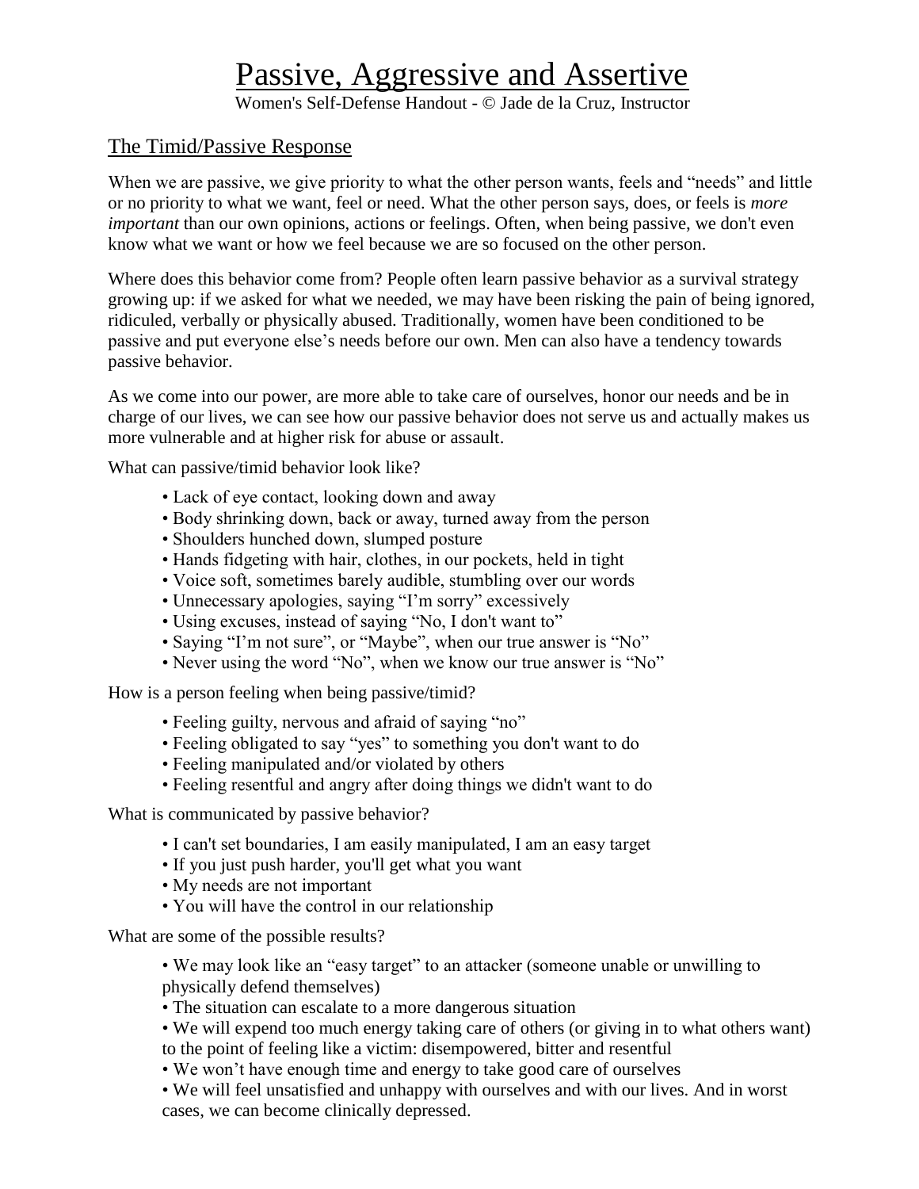# Passive, Aggressive and Assertive

Women's Self-Defense Handout - © Jade de la Cruz, Instructor

## The Timid/Passive Response

When we are passive, we give priority to what the other person wants, feels and "needs" and little or no priority to what we want, feel or need. What the other person says, does, or feels is *more important* than our own opinions, actions or feelings. Often, when being passive, we don't even know what we want or how we feel because we are so focused on the other person.

Where does this behavior come from? People often learn passive behavior as a survival strategy growing up: if we asked for what we needed, we may have been risking the pain of being ignored, ridiculed, verbally or physically abused. Traditionally, women have been conditioned to be passive and put everyone else's needs before our own. Men can also have a tendency towards passive behavior.

As we come into our power, are more able to take care of ourselves, honor our needs and be in charge of our lives, we can see how our passive behavior does not serve us and actually makes us more vulnerable and at higher risk for abuse or assault.

What can passive/timid behavior look like?

- Lack of eye contact, looking down and away
- Body shrinking down, back or away, turned away from the person
- Shoulders hunched down, slumped posture
- Hands fidgeting with hair, clothes, in our pockets, held in tight
- Voice soft, sometimes barely audible, stumbling over our words
- Unnecessary apologies, saying "I'm sorry" excessively
- Using excuses, instead of saying "No, I don't want to"
- Saying "I'm not sure", or "Maybe", when our true answer is "No"
- Never using the word "No", when we know our true answer is "No"

How is a person feeling when being passive/timid?

- Feeling guilty, nervous and afraid of saying "no"
- Feeling obligated to say "yes" to something you don't want to do
- Feeling manipulated and/or violated by others
- Feeling resentful and angry after doing things we didn't want to do

What is communicated by passive behavior?

- I can't set boundaries, I am easily manipulated, I am an easy target
- If you just push harder, you'll get what you want
- My needs are not important
- You will have the control in our relationship

What are some of the possible results?

- We may look like an "easy target" to an attacker (someone unable or unwilling to physically defend themselves)
- The situation can escalate to a more dangerous situation
- We will expend too much energy taking care of others (or giving in to what others want) to the point of feeling like a victim: disempowered, bitter and resentful
- We won't have enough time and energy to take good care of ourselves
- We will feel unsatisfied and unhappy with ourselves and with our lives. And in worst cases, we can become clinically depressed.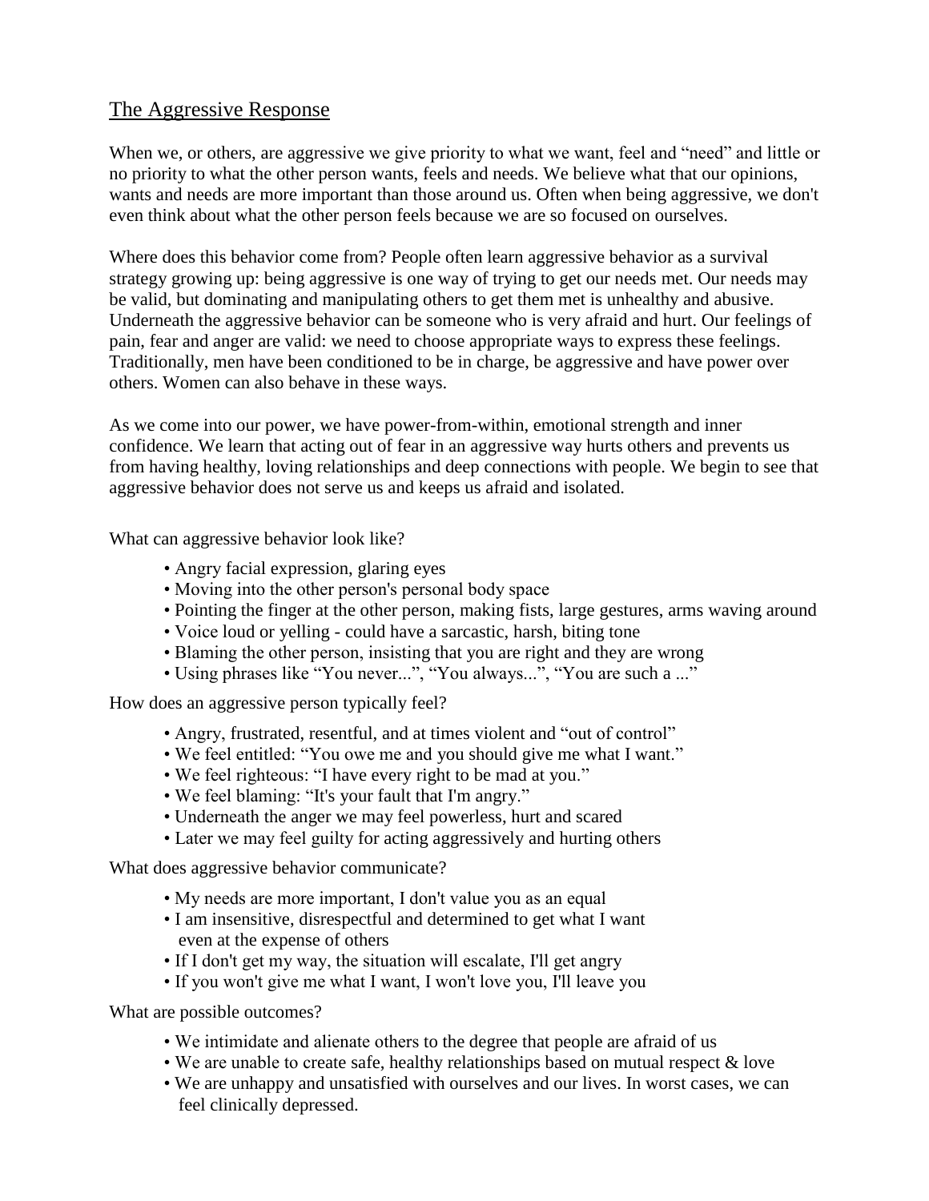## The Aggressive Response

When we, or others, are aggressive we give priority to what we want, feel and "need" and little or no priority to what the other person wants, feels and needs. We believe what that our opinions, wants and needs are more important than those around us. Often when being aggressive, we don't even think about what the other person feels because we are so focused on ourselves.

Where does this behavior come from? People often learn aggressive behavior as a survival strategy growing up: being aggressive is one way of trying to get our needs met. Our needs may be valid, but dominating and manipulating others to get them met is unhealthy and abusive. Underneath the aggressive behavior can be someone who is very afraid and hurt. Our feelings of pain, fear and anger are valid: we need to choose appropriate ways to express these feelings. Traditionally, men have been conditioned to be in charge, be aggressive and have power over others. Women can also behave in these ways.

As we come into our power, we have power-from-within, emotional strength and inner confidence. We learn that acting out of fear in an aggressive way hurts others and prevents us from having healthy, loving relationships and deep connections with people. We begin to see that aggressive behavior does not serve us and keeps us afraid and isolated.

What can aggressive behavior look like?

- Angry facial expression, glaring eyes
- Moving into the other person's personal body space
- Pointing the finger at the other person, making fists, large gestures, arms waving around
- Voice loud or yelling - could have a sarcastic, harsh, biting tone
- Blaming the other person, insisting that you are right and they are wrong
- Using phrases like "You never...", "You always...", "You are such a ..."

How does an aggressive person typically feel?

- Angry, frustrated, resentful, and at times violent and "out of control"
- We feel entitled: "You owe me and you should give me what I want."
- We feel righteous: "I have every right to be mad at you."
- We feel blaming: "It's your fault that I'm angry."
- Underneath the anger we may feel powerless, hurt and scared
- Later we may feel guilty for acting aggressively and hurting others

What does aggressive behavior communicate?

- My needs are more important, I don't value you as an equal
- I am insensitive, disrespectful and determined to get what I want even at the expense of others
- If I don't get my way, the situation will escalate, I'll get angry
- If you won't give me what I want, I won't love you, I'll leave you

What are possible outcomes?

- We intimidate and alienate others to the degree that people are afraid of us
- We are unable to create safe, healthy relationships based on mutual respect & love
- We are unhappy and unsatisfied with ourselves and our lives. In worst cases, we can feel clinically depressed.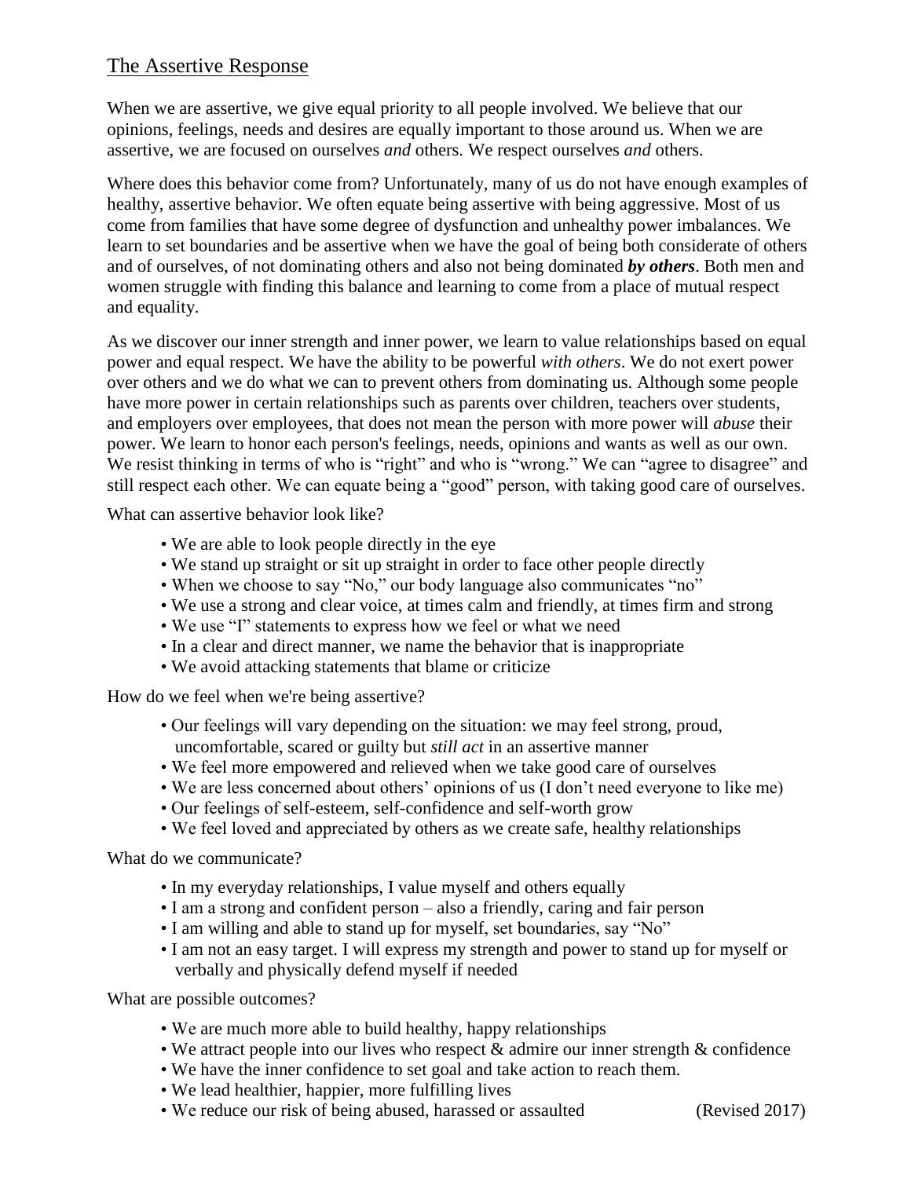## The Assertive Response

When we are assertive, we give equal priority to all people involved. We believe that our opinions, feelings, needs and desires are equally important to those around us. When we are assertive, we are focused on ourselves *and* others. We respect ourselves *and* others.

Where does this behavior come from? Unfortunately, many of us do not have enough examples of healthy, assertive behavior. We often equate being assertive with being aggressive. Most of us come from families that have some degree of dysfunction and unhealthy power imbalances. We learn to set boundaries and be assertive when we have the goal of being both considerate of others and of ourselves, of not dominating others and also not being dominated ***by others***. Both men and women struggle with finding this balance and learning to come from a place of mutual respect and equality.

As we discover our inner strength and inner power, we learn to value relationships based on equal power and equal respect. We have the ability to be powerful *with others*. We do not exert power over others and we do what we can to prevent others from dominating us. Although some people have more power in certain relationships such as parents over children, teachers over students, and employers over employees, that does not mean the person with more power will *abuse* their power. We learn to honor each person's feelings, needs, opinions and wants as well as our own. We resist thinking in terms of who is "right" and who is "wrong." We can "agree to disagree" and still respect each other. We can equate being a "good" person, with taking good care of ourselves.

What can assertive behavior look like?

- We are able to look people directly in the eye
- We stand up straight or sit up straight in order to face other people directly
- When we choose to say "No," our body language also communicates "no"
- We use a strong and clear voice, at times calm and friendly, at times firm and strong
- We use "I" statements to express how we feel or what we need
- In a clear and direct manner, we name the behavior that is inappropriate
- We avoid attacking statements that blame or criticize

How do we feel when we're being assertive?

- Our feelings will vary depending on the situation: we may feel strong, proud, uncomfortable, scared or guilty but *still act* in an assertive manner
- We feel more empowered and relieved when we take good care of ourselves
- We are less concerned about others' opinions of us (I don't need everyone to like me)
- Our feelings of self-esteem, self-confidence and self-worth grow
- We feel loved and appreciated by others as we create safe, healthy relationships

What do we communicate?

- In my everyday relationships, I value myself and others equally
- I am a strong and confident person – also a friendly, caring and fair person
- I am willing and able to stand up for myself, set boundaries, say "No"
- I am not an easy target. I will express my strength and power to stand up for myself or verbally and physically defend myself if needed

What are possible outcomes?

- We are much more able to build healthy, happy relationships
- We attract people into our lives who respect & admire our inner strength & confidence
- We have the inner confidence to set goal and take action to reach them.
- We lead healthier, happier, more fulfilling lives
- We reduce our risk of being abused, harassed or assaulted

(Revised 2017)